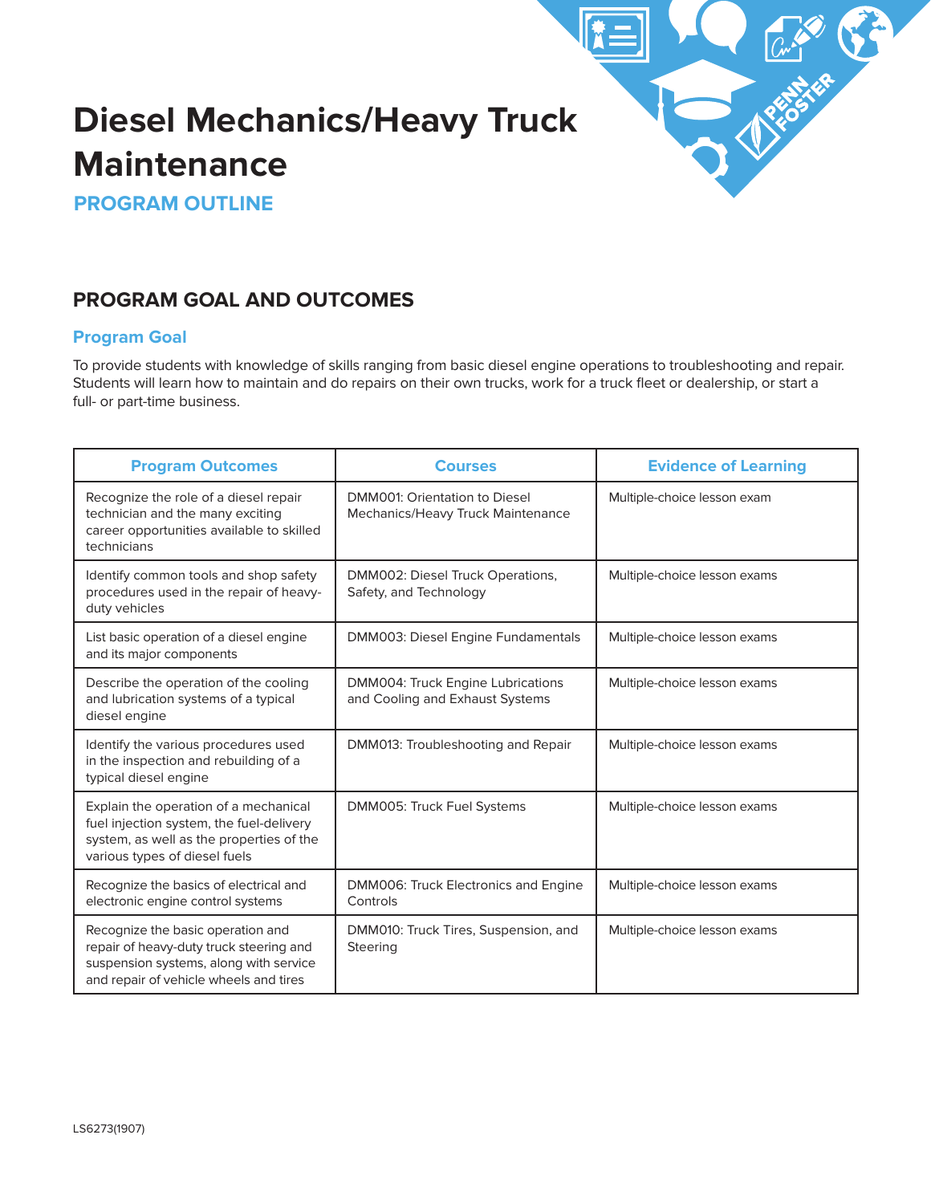# Diesel Mechanics/Heavy Truck Maintenance

**PROGRAM OUTLINE**

## PROGRAM GOAL AND OUTCOMES

### Program Goal

To provide students with knowledge of skills ranging from basic diesel engine operations to troubleshooting and repair. Students will learn how to maintain and do repairs on their own trucks, work for a truck fleet or dealership, or start a full- or part-time business.

| Program Outcomes | Courses | Evidence of Learning |
|---|---|---|
| Recognize the role of a diesel repair technician and the many exciting career opportunities available to skilled technicians | DMM001: Orientation to Diesel Mechanics/Heavy Truck Maintenance | Multiple-choice lesson exam |
| Identify common tools and shop safety procedures used in the repair of heavy-duty vehicles | DMM002: Diesel Truck Operations, Safety, and Technology | Multiple-choice lesson exams |
| List basic operation of a diesel engine and its major components | DMM003: Diesel Engine Fundamentals | Multiple-choice lesson exams |
| Describe the operation of the cooling and lubrication systems of a typical diesel engine | DMM004: Truck Engine Lubrications and Cooling and Exhaust Systems | Multiple-choice lesson exams |
| Identify the various procedures used in the inspection and rebuilding of a typical diesel engine | DMM013: Troubleshooting and Repair | Multiple-choice lesson exams |
| Explain the operation of a mechanical fuel injection system, the fuel-delivery system, as well as the properties of the various types of diesel fuels | DMM005: Truck Fuel Systems | Multiple-choice lesson exams |
| Recognize the basics of electrical and electronic engine control systems | DMM006: Truck Electronics and Engine Controls | Multiple-choice lesson exams |
| Recognize the basic operation and repair of heavy-duty truck steering and suspension systems, along with service and repair of vehicle wheels and tires | DMM010: Truck Tires, Suspension, and Steering | Multiple-choice lesson exams |

LS6273(1907)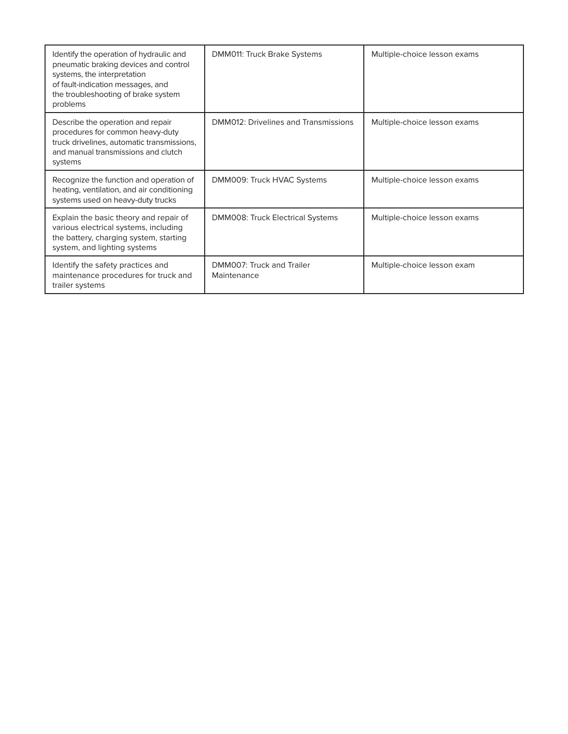| | | |
|---|---|---|
| Identify the operation of hydraulic and pneumatic braking devices and control systems, the interpretation of fault-indication messages, and the troubleshooting of brake system problems | DMM011: Truck Brake Systems | Multiple-choice lesson exams |
| Describe the operation and repair procedures for common heavy-duty truck drivelines, automatic transmissions, and manual transmissions and clutch systems | DMM012: Drivelines and Transmissions | Multiple-choice lesson exams |
| Recognize the function and operation of heating, ventilation, and air conditioning systems used on heavy-duty trucks | DMM009: Truck HVAC Systems | Multiple-choice lesson exams |
| Explain the basic theory and repair of various electrical systems, including the battery, charging system, starting system, and lighting systems | DMM008: Truck Electrical Systems | Multiple-choice lesson exams |
| Identify the safety practices and maintenance procedures for truck and trailer systems | DMM007: Truck and Trailer Maintenance | Multiple-choice lesson exam |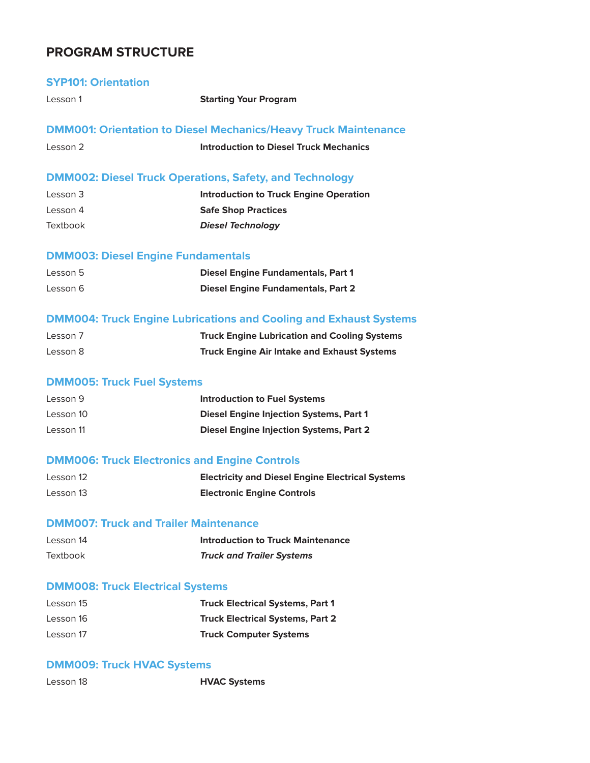## PROGRAM STRUCTURE

### SYP101: Orientation

| | |
|---|---|
| Lesson 1 | **Starting Your Program** |

### DMM001: Orientation to Diesel Mechanics/Heavy Truck Maintenance

| | |
|---|---|
| Lesson 2 | **Introduction to Diesel Truck Mechanics** |

### DMM002: Diesel Truck Operations, Safety, and Technology

| | |
|---|---|
| Lesson 3 | **Introduction to Truck Engine Operation** |
| Lesson 4 | **Safe Shop Practices** |
| Textbook | ***Diesel Technology*** |

### DMM003: Diesel Engine Fundamentals

| | |
|---|---|
| Lesson 5 | **Diesel Engine Fundamentals, Part 1** |
| Lesson 6 | **Diesel Engine Fundamentals, Part 2** |

### DMM004: Truck Engine Lubrications and Cooling and Exhaust Systems

| | |
|---|---|
| Lesson 7 | **Truck Engine Lubrication and Cooling Systems** |
| Lesson 8 | **Truck Engine Air Intake and Exhaust Systems** |

### DMM005: Truck Fuel Systems

| | |
|---|---|
| Lesson 9 | **Introduction to Fuel Systems** |
| Lesson 10 | **Diesel Engine Injection Systems, Part 1** |
| Lesson 11 | **Diesel Engine Injection Systems, Part 2** |

### DMM006: Truck Electronics and Engine Controls

| | |
|---|---|
| Lesson 12 | **Electricity and Diesel Engine Electrical Systems** |
| Lesson 13 | **Electronic Engine Controls** |

### DMM007: Truck and Trailer Maintenance

| | |
|---|---|
| Lesson 14 | **Introduction to Truck Maintenance** |
| Textbook | ***Truck and Trailer Systems*** |

### DMM008: Truck Electrical Systems

| | |
|---|---|
| Lesson 15 | **Truck Electrical Systems, Part 1** |
| Lesson 16 | **Truck Electrical Systems, Part 2** |
| Lesson 17 | **Truck Computer Systems** |

### DMM009: Truck HVAC Systems

| | |
|---|---|
| Lesson 18 | **HVAC Systems** |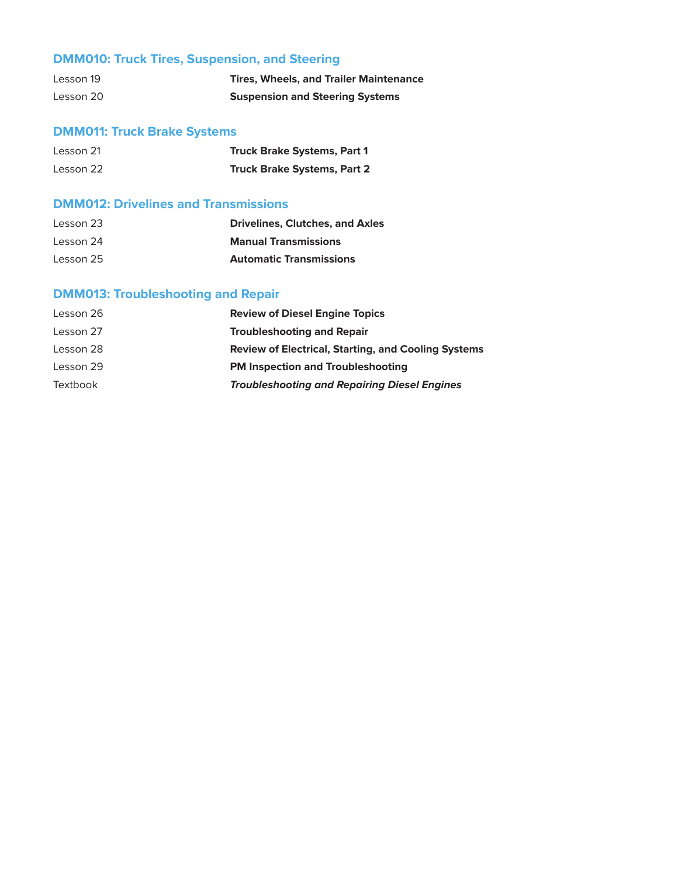## DMM010: Truck Tires, Suspension, and Steering

| | |
|---|---|
| Lesson 19 | **Tires, Wheels, and Trailer Maintenance** |
| Lesson 20 | **Suspension and Steering Systems** |

## DMM011: Truck Brake Systems

| | |
|---|---|
| Lesson 21 | **Truck Brake Systems, Part 1** |
| Lesson 22 | **Truck Brake Systems, Part 2** |

## DMM012: Drivelines and Transmissions

| | |
|---|---|
| Lesson 23 | **Drivelines, Clutches, and Axles** |
| Lesson 24 | **Manual Transmissions** |
| Lesson 25 | **Automatic Transmissions** |

## DMM013: Troubleshooting and Repair

| | |
|---|---|
| Lesson 26 | **Review of Diesel Engine Topics** |
| Lesson 27 | **Troubleshooting and Repair** |
| Lesson 28 | **Review of Electrical, Starting, and Cooling Systems** |
| Lesson 29 | **PM Inspection and Troubleshooting** |
| Textbook | ***Troubleshooting and Repairing Diesel Engines*** |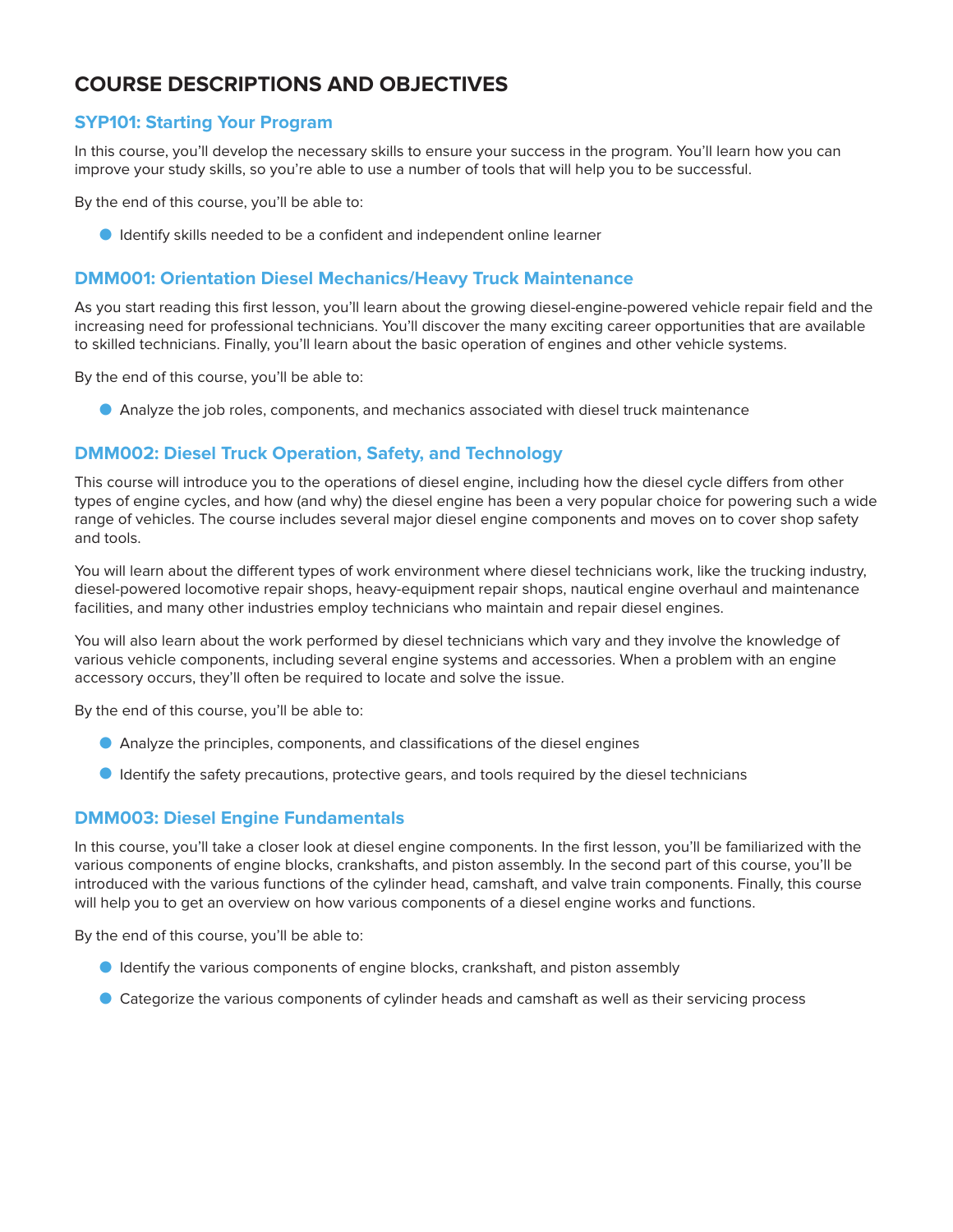# COURSE DESCRIPTIONS AND OBJECTIVES

### SYP101: Starting Your Program

In this course, you'll develop the necessary skills to ensure your success in the program. You'll learn how you can improve your study skills, so you're able to use a number of tools that will help you to be successful.

By the end of this course, you'll be able to:

- Identify skills needed to be a confident and independent online learner

### DMM001: Orientation Diesel Mechanics/Heavy Truck Maintenance

As you start reading this first lesson, you'll learn about the growing diesel-engine-powered vehicle repair field and the increasing need for professional technicians. You'll discover the many exciting career opportunities that are available to skilled technicians. Finally, you'll learn about the basic operation of engines and other vehicle systems.

By the end of this course, you'll be able to:

- Analyze the job roles, components, and mechanics associated with diesel truck maintenance

### DMM002: Diesel Truck Operation, Safety, and Technology

This course will introduce you to the operations of diesel engine, including how the diesel cycle differs from other types of engine cycles, and how (and why) the diesel engine has been a very popular choice for powering such a wide range of vehicles. The course includes several major diesel engine components and moves on to cover shop safety and tools.

You will learn about the different types of work environment where diesel technicians work, like the trucking industry, diesel-powered locomotive repair shops, heavy-equipment repair shops, nautical engine overhaul and maintenance facilities, and many other industries employ technicians who maintain and repair diesel engines.

You will also learn about the work performed by diesel technicians which vary and they involve the knowledge of various vehicle components, including several engine systems and accessories. When a problem with an engine accessory occurs, they'll often be required to locate and solve the issue.

By the end of this course, you'll be able to:

- Analyze the principles, components, and classifications of the diesel engines
- Identify the safety precautions, protective gears, and tools required by the diesel technicians

### DMM003: Diesel Engine Fundamentals

In this course, you'll take a closer look at diesel engine components. In the first lesson, you'll be familiarized with the various components of engine blocks, crankshafts, and piston assembly. In the second part of this course, you'll be introduced with the various functions of the cylinder head, camshaft, and valve train components. Finally, this course will help you to get an overview on how various components of a diesel engine works and functions.

By the end of this course, you'll be able to:

- Identify the various components of engine blocks, crankshaft, and piston assembly
- Categorize the various components of cylinder heads and camshaft as well as their servicing process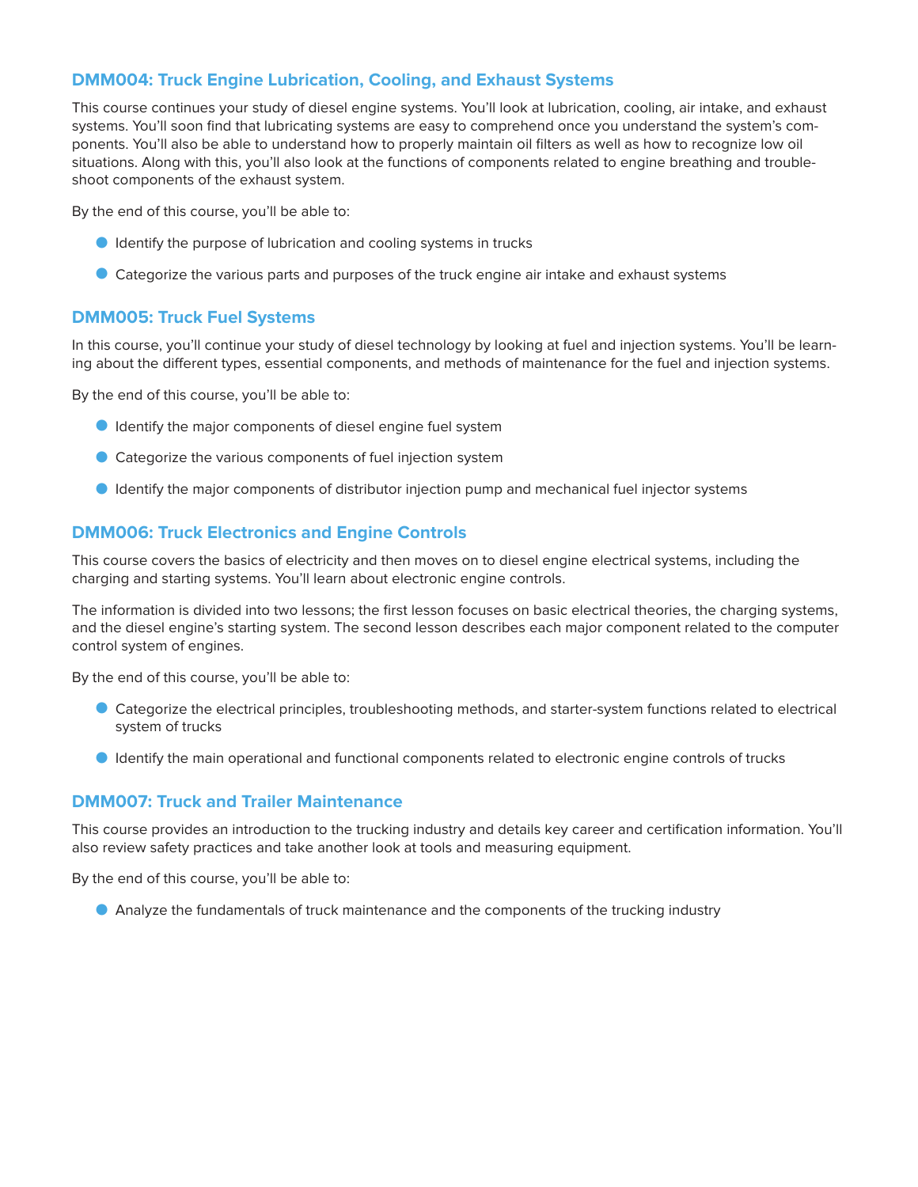### DMM004: Truck Engine Lubrication, Cooling, and Exhaust Systems

This course continues your study of diesel engine systems. You'll look at lubrication, cooling, air intake, and exhaust systems. You'll soon find that lubricating systems are easy to comprehend once you understand the system's components. You'll also be able to understand how to properly maintain oil filters as well as how to recognize low oil situations. Along with this, you'll also look at the functions of components related to engine breathing and troubleshoot components of the exhaust system.

By the end of this course, you'll be able to:

- Identify the purpose of lubrication and cooling systems in trucks
- Categorize the various parts and purposes of the truck engine air intake and exhaust systems

### DMM005: Truck Fuel Systems

In this course, you'll continue your study of diesel technology by looking at fuel and injection systems. You'll be learning about the different types, essential components, and methods of maintenance for the fuel and injection systems.

By the end of this course, you'll be able to:

- Identify the major components of diesel engine fuel system
- Categorize the various components of fuel injection system
- Identify the major components of distributor injection pump and mechanical fuel injector systems

### DMM006: Truck Electronics and Engine Controls

This course covers the basics of electricity and then moves on to diesel engine electrical systems, including the charging and starting systems. You'll learn about electronic engine controls.

The information is divided into two lessons; the first lesson focuses on basic electrical theories, the charging systems, and the diesel engine's starting system. The second lesson describes each major component related to the computer control system of engines.

By the end of this course, you'll be able to:

- Categorize the electrical principles, troubleshooting methods, and starter-system functions related to electrical system of trucks
- Identify the main operational and functional components related to electronic engine controls of trucks

### DMM007: Truck and Trailer Maintenance

This course provides an introduction to the trucking industry and details key career and certification information. You'll also review safety practices and take another look at tools and measuring equipment.

By the end of this course, you'll be able to:

- Analyze the fundamentals of truck maintenance and the components of the trucking industry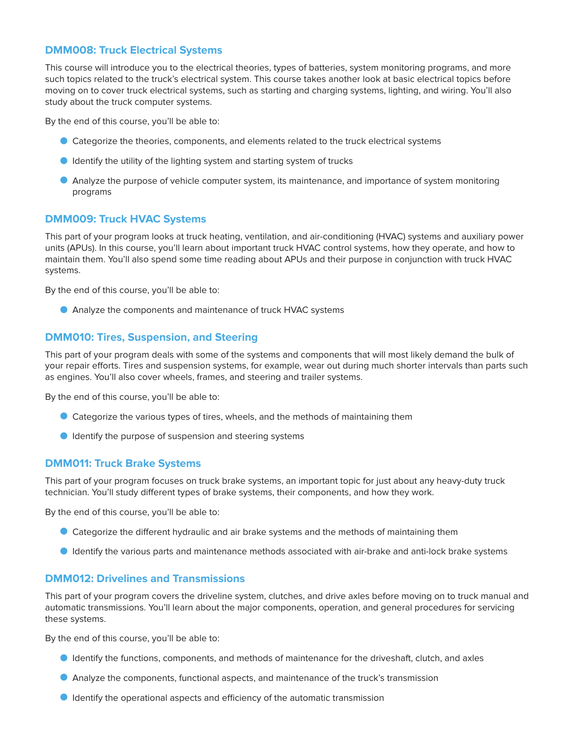### DMM008: Truck Electrical Systems

This course will introduce you to the electrical theories, types of batteries, system monitoring programs, and more such topics related to the truck's electrical system. This course takes another look at basic electrical topics before moving on to cover truck electrical systems, such as starting and charging systems, lighting, and wiring. You'll also study about the truck computer systems.

By the end of this course, you'll be able to:

- Categorize the theories, components, and elements related to the truck electrical systems
- Identify the utility of the lighting system and starting system of trucks
- Analyze the purpose of vehicle computer system, its maintenance, and importance of system monitoring programs

### DMM009: Truck HVAC Systems

This part of your program looks at truck heating, ventilation, and air-conditioning (HVAC) systems and auxiliary power units (APUs). In this course, you'll learn about important truck HVAC control systems, how they operate, and how to maintain them. You'll also spend some time reading about APUs and their purpose in conjunction with truck HVAC systems.

By the end of this course, you'll be able to:

- Analyze the components and maintenance of truck HVAC systems

### DMM010: Tires, Suspension, and Steering

This part of your program deals with some of the systems and components that will most likely demand the bulk of your repair efforts. Tires and suspension systems, for example, wear out during much shorter intervals than parts such as engines. You'll also cover wheels, frames, and steering and trailer systems.

By the end of this course, you'll be able to:

- Categorize the various types of tires, wheels, and the methods of maintaining them
- Identify the purpose of suspension and steering systems

### DMM011: Truck Brake Systems

This part of your program focuses on truck brake systems, an important topic for just about any heavy-duty truck technician. You'll study different types of brake systems, their components, and how they work.

By the end of this course, you'll be able to:

- Categorize the different hydraulic and air brake systems and the methods of maintaining them
- Identify the various parts and maintenance methods associated with air-brake and anti-lock brake systems

### DMM012: Drivelines and Transmissions

This part of your program covers the driveline system, clutches, and drive axles before moving on to truck manual and automatic transmissions. You'll learn about the major components, operation, and general procedures for servicing these systems.

By the end of this course, you'll be able to:

- Identify the functions, components, and methods of maintenance for the driveshaft, clutch, and axles
- Analyze the components, functional aspects, and maintenance of the truck's transmission
- Identify the operational aspects and efficiency of the automatic transmission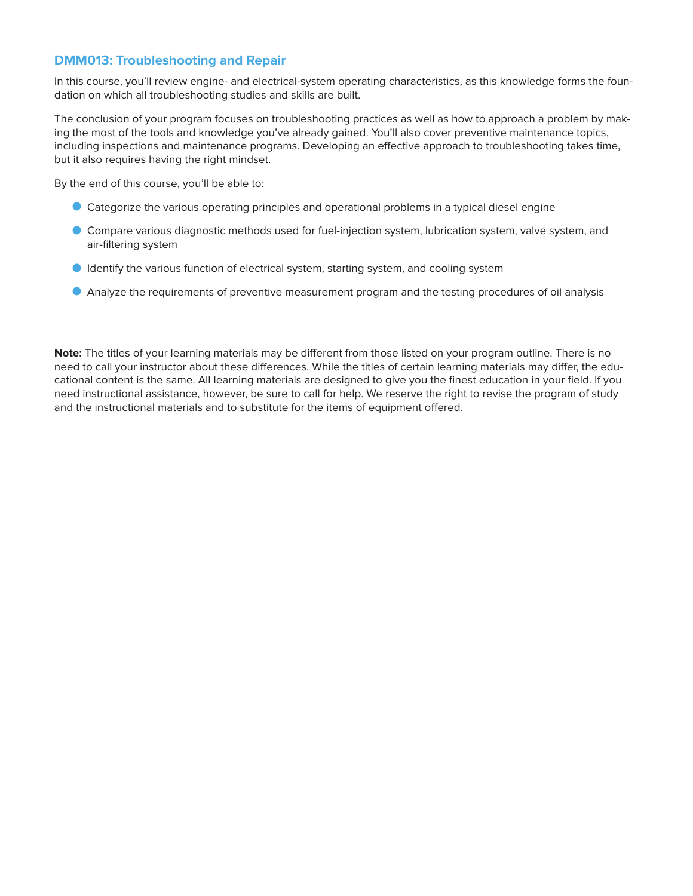## DMM013: Troubleshooting and Repair

In this course, you'll review engine- and electrical-system operating characteristics, as this knowledge forms the foundation on which all troubleshooting studies and skills are built.

The conclusion of your program focuses on troubleshooting practices as well as how to approach a problem by making the most of the tools and knowledge you've already gained. You'll also cover preventive maintenance topics, including inspections and maintenance programs. Developing an effective approach to troubleshooting takes time, but it also requires having the right mindset.

By the end of this course, you'll be able to:

- Categorize the various operating principles and operational problems in a typical diesel engine
- Compare various diagnostic methods used for fuel-injection system, lubrication system, valve system, and air-filtering system
- Identify the various function of electrical system, starting system, and cooling system
- Analyze the requirements of preventive measurement program and the testing procedures of oil analysis

**Note:** The titles of your learning materials may be different from those listed on your program outline. There is no need to call your instructor about these differences. While the titles of certain learning materials may differ, the educational content is the same. All learning materials are designed to give you the finest education in your field. If you need instructional assistance, however, be sure to call for help. We reserve the right to revise the program of study and the instructional materials and to substitute for the items of equipment offered.